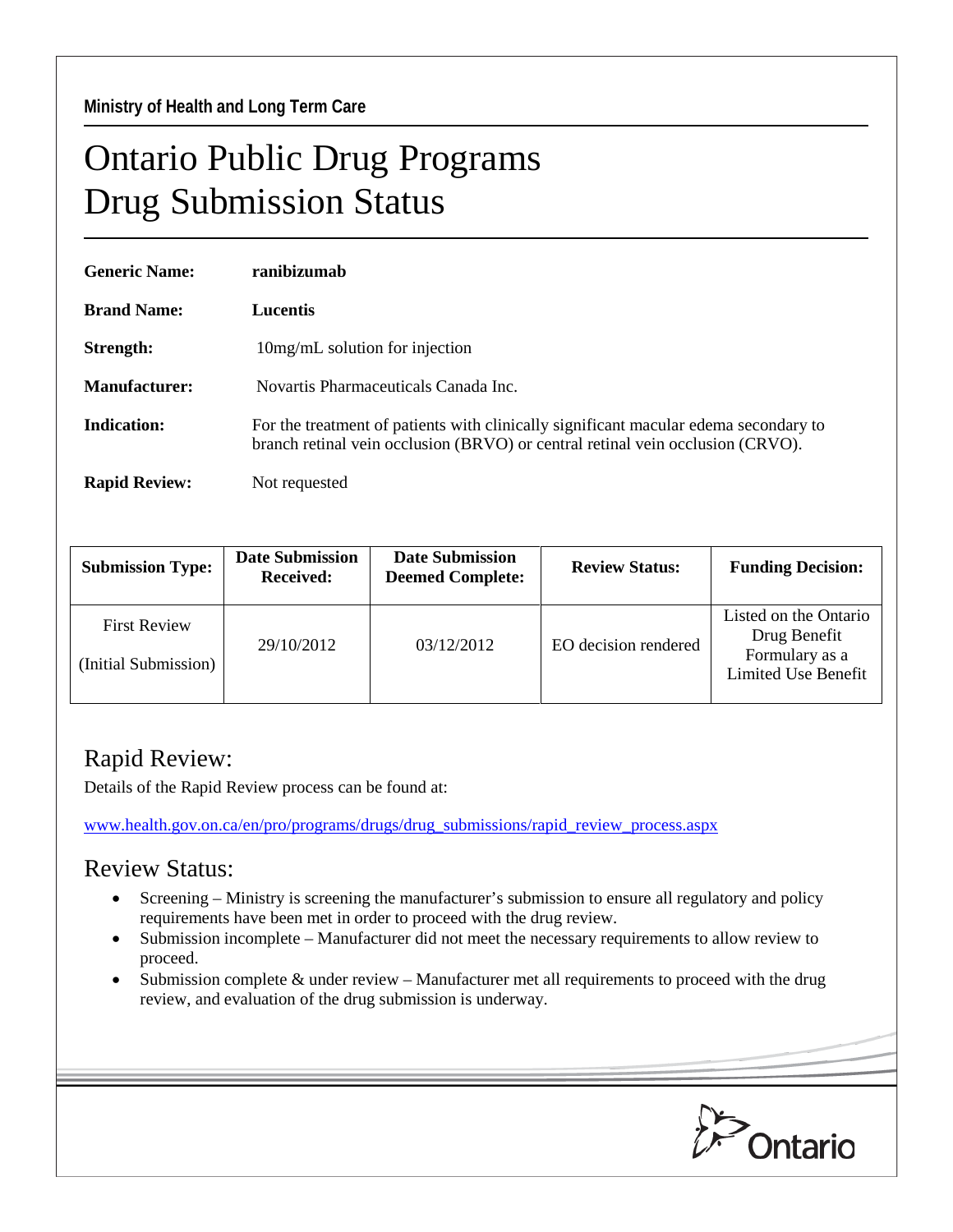Ministry of Health and Long Term Care

# Ontario Public Drug Programs
# Drug Submission Status

**Generic Name:** **ranibizumab**

**Brand Name:** **Lucentis**

**Strength:** 10mg/mL solution for injection

**Manufacturer:** Novartis Pharmaceuticals Canada Inc.

**Indication:** For the treatment of patients with clinically significant macular edema secondary to branch retinal vein occlusion (BRVO) or central retinal vein occlusion (CRVO).

**Rapid Review:** Not requested

| Submission Type: | Date Submission Received: | Date Submission Deemed Complete: | Review Status: | Funding Decision: |
|---|---|---|---|---|
| First Review (Initial Submission) | 29/10/2012 | 03/12/2012 | EO decision rendered | Listed on the Ontario Drug Benefit Formulary as a Limited Use Benefit |

## Rapid Review:

Details of the Rapid Review process can be found at:

www.health.gov.on.ca/en/pro/programs/drugs/drug_submissions/rapid_review_process.aspx

## Review Status:

- Screening – Ministry is screening the manufacturer's submission to ensure all regulatory and policy requirements have been met in order to proceed with the drug review.
- Submission incomplete – Manufacturer did not meet the necessary requirements to allow review to proceed.
- Submission complete & under review – Manufacturer met all requirements to proceed with the drug review, and evaluation of the drug submission is underway.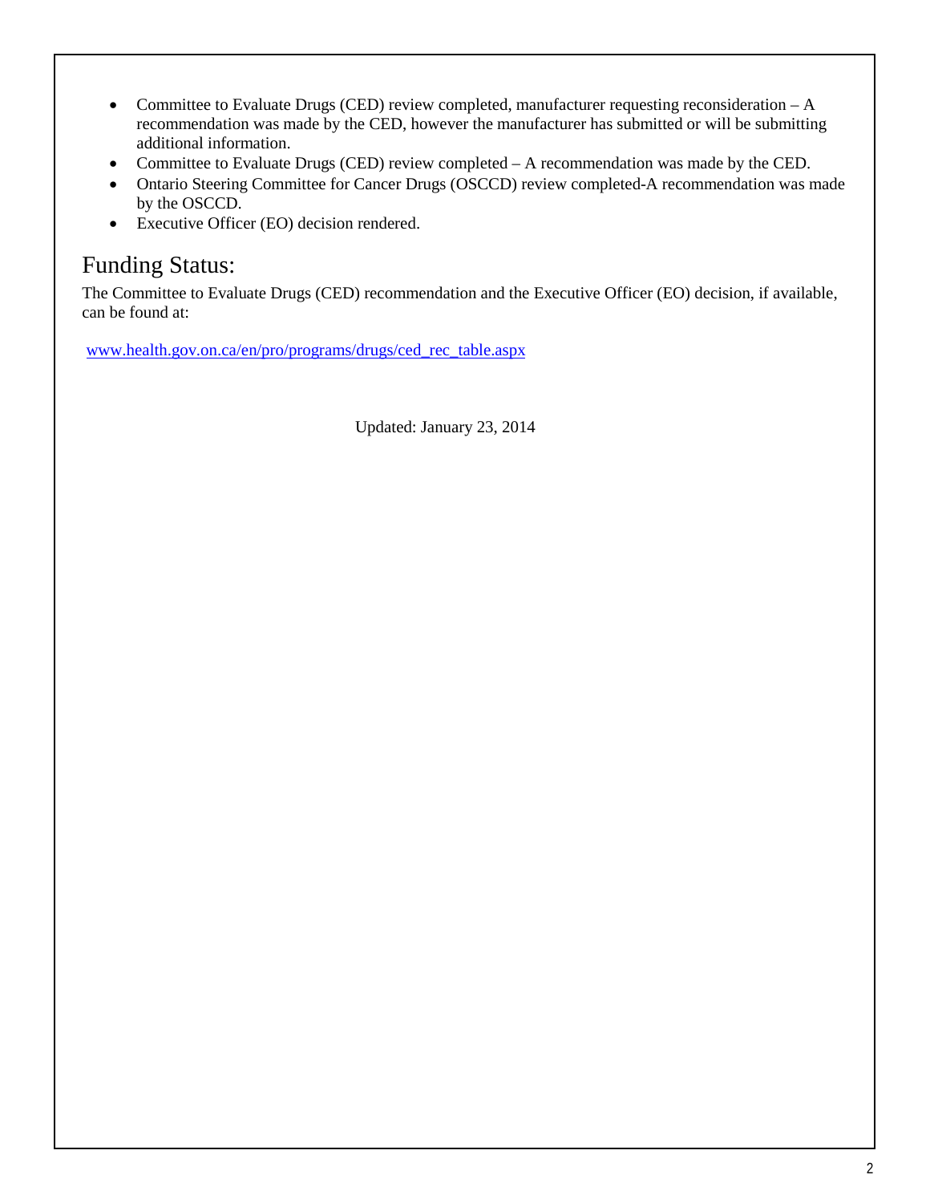- Committee to Evaluate Drugs (CED) review completed, manufacturer requesting reconsideration – A recommendation was made by the CED, however the manufacturer has submitted or will be submitting additional information.
- Committee to Evaluate Drugs (CED) review completed – A recommendation was made by the CED.
- Ontario Steering Committee for Cancer Drugs (OSCCD) review completed-A recommendation was made by the OSCCD.
- Executive Officer (EO) decision rendered.

## Funding Status:

The Committee to Evaluate Drugs (CED) recommendation and the Executive Officer (EO) decision, if available, can be found at:

www.health.gov.on.ca/en/pro/programs/drugs/ced_rec_table.aspx

Updated: January 23, 2014